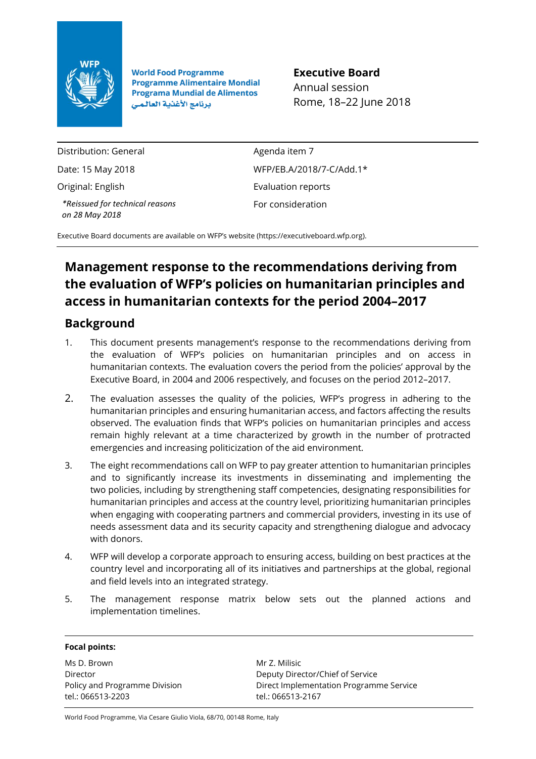World Food Programme
Programme Alimentaire Mondial
Programa Mundial de Alimentos
برنامج الأغذية العالمي

**Executive Board**
Annual session
Rome, 18–22 June 2018

| | |
|---|---|
| Distribution: General | Agenda item 7 |
| Date: 15 May 2018 | WFP/EB.A/2018/7-C/Add.1* |
| Original: English | Evaluation reports |
| *\*Reissued for technical reasons on 28 May 2018* | For consideration |

Executive Board documents are available on WFP's website (https://executiveboard.wfp.org).

# Management response to the recommendations deriving from the evaluation of WFP's policies on humanitarian principles and access in humanitarian contexts for the period 2004–2017

## Background

1. This document presents management's response to the recommendations deriving from the evaluation of WFP's policies on humanitarian principles and on access in humanitarian contexts. The evaluation covers the period from the policies' approval by the Executive Board, in 2004 and 2006 respectively, and focuses on the period 2012–2017.

2. The evaluation assesses the quality of the policies, WFP's progress in adhering to the humanitarian principles and ensuring humanitarian access, and factors affecting the results observed. The evaluation finds that WFP's policies on humanitarian principles and access remain highly relevant at a time characterized by growth in the number of protracted emergencies and increasing politicization of the aid environment.

3. The eight recommendations call on WFP to pay greater attention to humanitarian principles and to significantly increase its investments in disseminating and implementing the two policies, including by strengthening staff competencies, designating responsibilities for humanitarian principles and access at the country level, prioritizing humanitarian principles when engaging with cooperating partners and commercial providers, investing in its use of needs assessment data and its security capacity and strengthening dialogue and advocacy with donors.

4. WFP will develop a corporate approach to ensuring access, building on best practices at the country level and incorporating all of its initiatives and partnerships at the global, regional and field levels into an integrated strategy.

5. The management response matrix below sets out the planned actions and implementation timelines.

**Focal points:**

Ms D. Brown
Director
Policy and Programme Division
tel.: 066513-2203

Mr Z. Milisic
Deputy Director/Chief of Service
Direct Implementation Programme Service
tel.: 066513-2167

World Food Programme, Via Cesare Giulio Viola, 68/70, 00148 Rome, Italy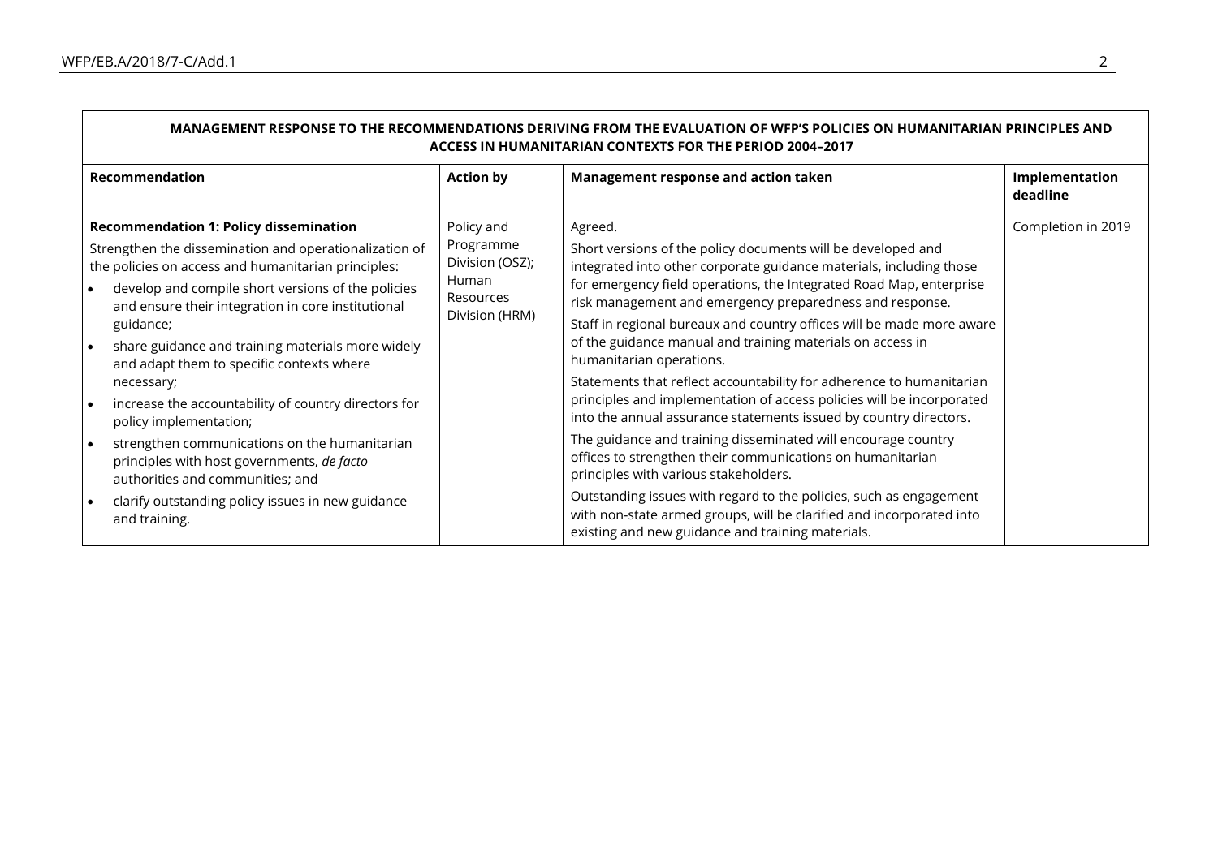| **MANAGEMENT RESPONSE TO THE RECOMMENDATIONS DERIVING FROM THE EVALUATION OF WFP'S POLICIES ON HUMANITARIAN PRINCIPLES AND ACCESS IN HUMANITARIAN CONTEXTS FOR THE PERIOD 2004–2017** | | | |
|---|---|---|---|
| **Recommendation** | **Action by** | **Management response and action taken** | **Implementation deadline** |
| **Recommendation 1: Policy dissemination**<br><br>Strengthen the dissemination and operationalization of the policies on access and humanitarian principles:<br><br>• develop and compile short versions of the policies and ensure their integration in core institutional guidance;<br>• share guidance and training materials more widely and adapt them to specific contexts where necessary;<br>• increase the accountability of country directors for policy implementation;<br>• strengthen communications on the humanitarian principles with host governments, *de facto* authorities and communities; and<br>• clarify outstanding policy issues in new guidance and training. | Policy and Programme Division (OSZ); Human Resources Division (HRM) | Agreed.<br><br>Short versions of the policy documents will be developed and integrated into other corporate guidance materials, including those for emergency field operations, the Integrated Road Map, enterprise risk management and emergency preparedness and response.<br><br>Staff in regional bureaux and country offices will be made more aware of the guidance manual and training materials on access in humanitarian operations.<br><br>Statements that reflect accountability for adherence to humanitarian principles and implementation of access policies will be incorporated into the annual assurance statements issued by country directors.<br><br>The guidance and training disseminated will encourage country offices to strengthen their communications on humanitarian principles with various stakeholders.<br><br>Outstanding issues with regard to the policies, such as engagement with non-state armed groups, will be clarified and incorporated into existing and new guidance and training materials. | Completion in 2019 |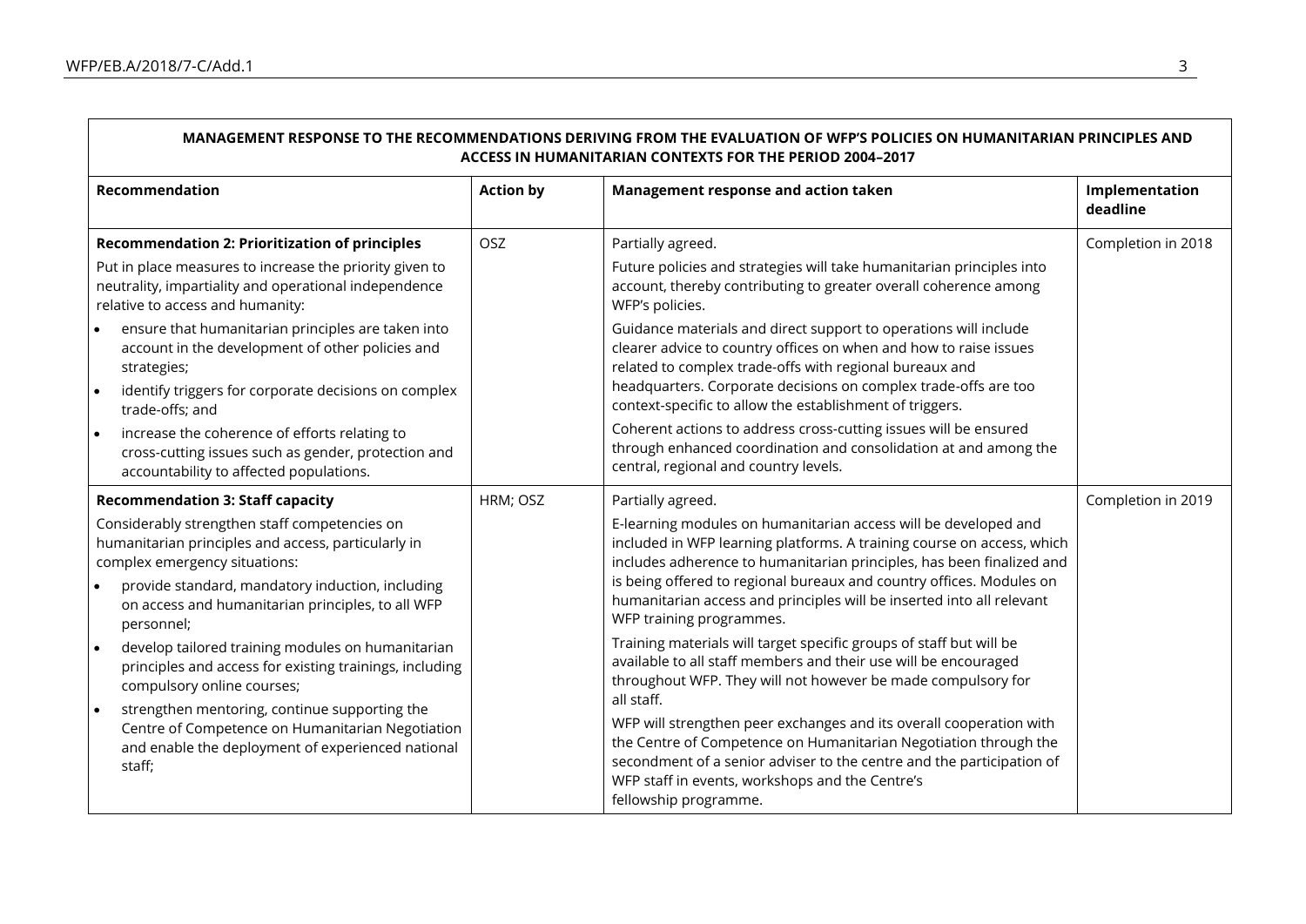**MANAGEMENT RESPONSE TO THE RECOMMENDATIONS DERIVING FROM THE EVALUATION OF WFP'S POLICIES ON HUMANITARIAN PRINCIPLES AND ACCESS IN HUMANITARIAN CONTEXTS FOR THE PERIOD 2004–2017**

| Recommendation | Action by | Management response and action taken | Implementation deadline |
|---|---|---|---|
| **Recommendation 2: Prioritization of principles**<br><br>Put in place measures to increase the priority given to neutrality, impartiality and operational independence relative to access and humanity:<br><br>• ensure that humanitarian principles are taken into account in the development of other policies and strategies;<br>• identify triggers for corporate decisions on complex trade-offs; and<br>• increase the coherence of efforts relating to cross-cutting issues such as gender, protection and accountability to affected populations. | OSZ | Partially agreed.<br><br>Future policies and strategies will take humanitarian principles into account, thereby contributing to greater overall coherence among WFP's policies.<br><br>Guidance materials and direct support to operations will include clearer advice to country offices on when and how to raise issues related to complex trade-offs with regional bureaux and headquarters. Corporate decisions on complex trade-offs are too context-specific to allow the establishment of triggers.<br><br>Coherent actions to address cross-cutting issues will be ensured through enhanced coordination and consolidation at and among the central, regional and country levels. | Completion in 2018 |
| **Recommendation 3: Staff capacity**<br><br>Considerably strengthen staff competencies on humanitarian principles and access, particularly in complex emergency situations:<br><br>• provide standard, mandatory induction, including on access and humanitarian principles, to all WFP personnel;<br>• develop tailored training modules on humanitarian principles and access for existing trainings, including compulsory online courses;<br>• strengthen mentoring, continue supporting the Centre of Competence on Humanitarian Negotiation and enable the deployment of experienced national staff; | HRM; OSZ | Partially agreed.<br><br>E-learning modules on humanitarian access will be developed and included in WFP learning platforms. A training course on access, which includes adherence to humanitarian principles, has been finalized and is being offered to regional bureaux and country offices. Modules on humanitarian access and principles will be inserted into all relevant WFP training programmes.<br><br>Training materials will target specific groups of staff but will be available to all staff members and their use will be encouraged throughout WFP. They will not however be made compulsory for all staff.<br><br>WFP will strengthen peer exchanges and its overall cooperation with the Centre of Competence on Humanitarian Negotiation through the secondment of a senior adviser to the centre and the participation of WFP staff in events, workshops and the Centre's fellowship programme. | Completion in 2019 |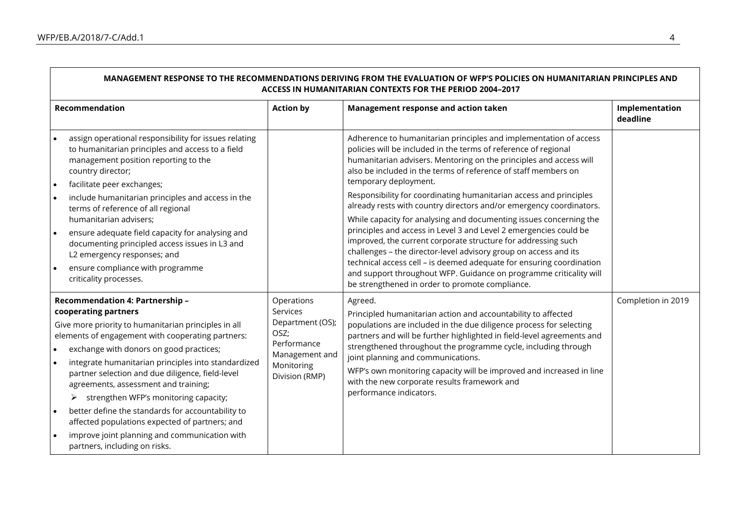| MANAGEMENT RESPONSE TO THE RECOMMENDATIONS DERIVING FROM THE EVALUATION OF WFP'S POLICIES ON HUMANITARIAN PRINCIPLES AND ACCESS IN HUMANITARIAN CONTEXTS FOR THE PERIOD 2004–2017 | | | |
|---|---|---|---|
| **Recommendation** | **Action by** | **Management response and action taken** | **Implementation deadline** |
| • assign operational responsibility for issues relating to humanitarian principles and access to a field management position reporting to the country director;<br>• facilitate peer exchanges;<br>• include humanitarian principles and access in the terms of reference of all regional humanitarian advisers;<br>• ensure adequate field capacity for analysing and documenting principled access issues in L3 and L2 emergency responses; and<br>• ensure compliance with programme criticality processes. | | Adherence to humanitarian principles and implementation of access policies will be included in the terms of reference of regional humanitarian advisers. Mentoring on the principles and access will also be included in the terms of reference of staff members on temporary deployment.<br>Responsibility for coordinating humanitarian access and principles already rests with country directors and/or emergency coordinators.<br>While capacity for analysing and documenting issues concerning the principles and access in Level 3 and Level 2 emergencies could be improved, the current corporate structure for addressing such challenges – the director-level advisory group on access and its technical access cell – is deemed adequate for ensuring coordination and support throughout WFP. Guidance on programme criticality will be strengthened in order to promote compliance. | |
| **Recommendation 4: Partnership – cooperating partners**<br>Give more priority to humanitarian principles in all elements of engagement with cooperating partners:<br>• exchange with donors on good practices;<br>• integrate humanitarian principles into standardized partner selection and due diligence, field-level agreements, assessment and training;<br>➢ strengthen WFP's monitoring capacity;<br>• better define the standards for accountability to affected populations expected of partners; and<br>• improve joint planning and communication with partners, including on risks. | Operations Services Department (OS); OSZ; Performance Management and Monitoring Division (RMP) | Agreed.<br>Principled humanitarian action and accountability to affected populations are included in the due diligence process for selecting partners and will be further highlighted in field-level agreements and strengthened throughout the programme cycle, including through joint planning and communications.<br>WFP's own monitoring capacity will be improved and increased in line with the new corporate results framework and performance indicators. | Completion in 2019 |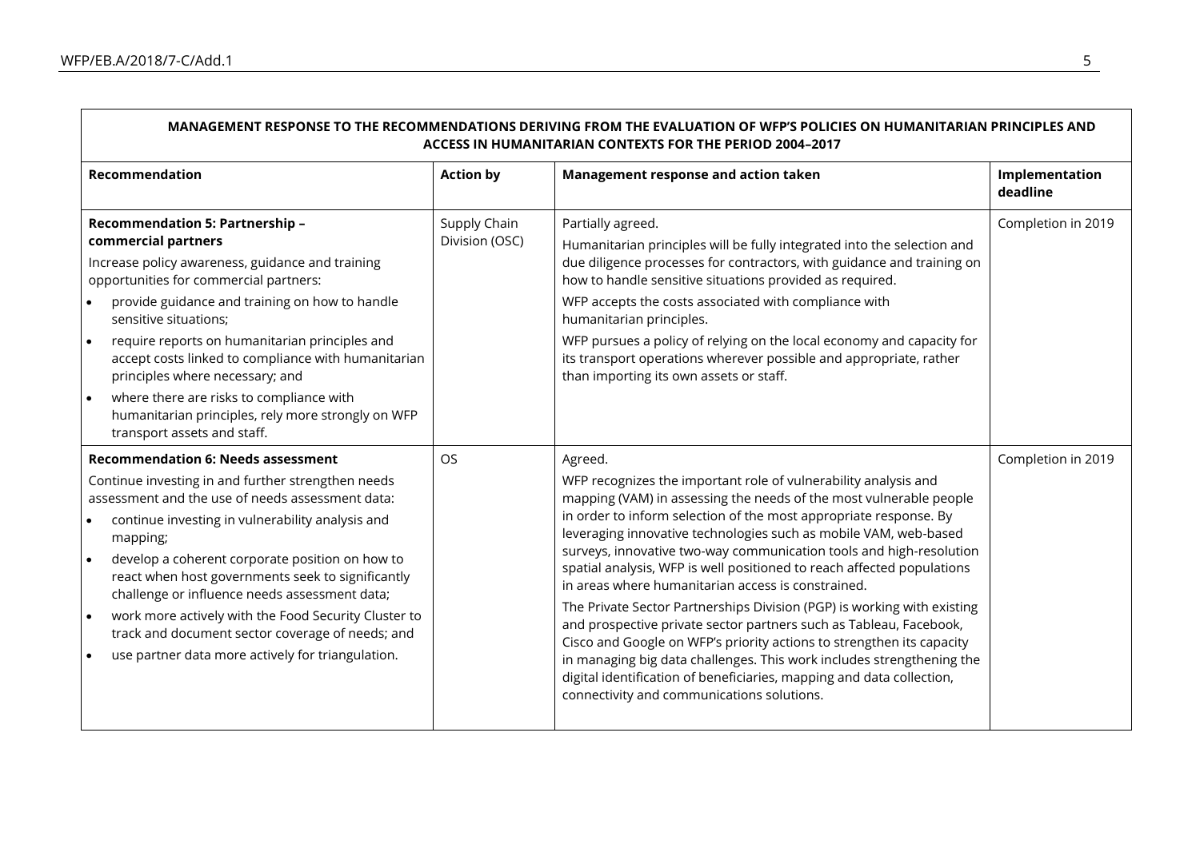| MANAGEMENT RESPONSE TO THE RECOMMENDATIONS DERIVING FROM THE EVALUATION OF WFP'S POLICIES ON HUMANITARIAN PRINCIPLES AND ACCESS IN HUMANITARIAN CONTEXTS FOR THE PERIOD 2004–2017 | | | |
|---|---|---|---|
| **Recommendation** | **Action by** | **Management response and action taken** | **Implementation deadline** |
| **Recommendation 5: Partnership – commercial partners**<br>Increase policy awareness, guidance and training opportunities for commercial partners:<br>• provide guidance and training on how to handle sensitive situations;<br>• require reports on humanitarian principles and accept costs linked to compliance with humanitarian principles where necessary; and<br>• where there are risks to compliance with humanitarian principles, rely more strongly on WFP transport assets and staff. | Supply Chain Division (OSC) | Partially agreed.<br>Humanitarian principles will be fully integrated into the selection and due diligence processes for contractors, with guidance and training on how to handle sensitive situations provided as required.<br>WFP accepts the costs associated with compliance with humanitarian principles.<br>WFP pursues a policy of relying on the local economy and capacity for its transport operations wherever possible and appropriate, rather than importing its own assets or staff. | Completion in 2019 |
| **Recommendation 6: Needs assessment**<br>Continue investing in and further strengthen needs assessment and the use of needs assessment data:<br>• continue investing in vulnerability analysis and mapping;<br>• develop a coherent corporate position on how to react when host governments seek to significantly challenge or influence needs assessment data;<br>• work more actively with the Food Security Cluster to track and document sector coverage of needs; and<br>• use partner data more actively for triangulation. | OS | Agreed.<br>WFP recognizes the important role of vulnerability analysis and mapping (VAM) in assessing the needs of the most vulnerable people in order to inform selection of the most appropriate response. By leveraging innovative technologies such as mobile VAM, web-based surveys, innovative two-way communication tools and high-resolution spatial analysis, WFP is well positioned to reach affected populations in areas where humanitarian access is constrained.<br>The Private Sector Partnerships Division (PGP) is working with existing and prospective private sector partners such as Tableau, Facebook, Cisco and Google on WFP's priority actions to strengthen its capacity in managing big data challenges. This work includes strengthening the digital identification of beneficiaries, mapping and data collection, connectivity and communications solutions. | Completion in 2019 |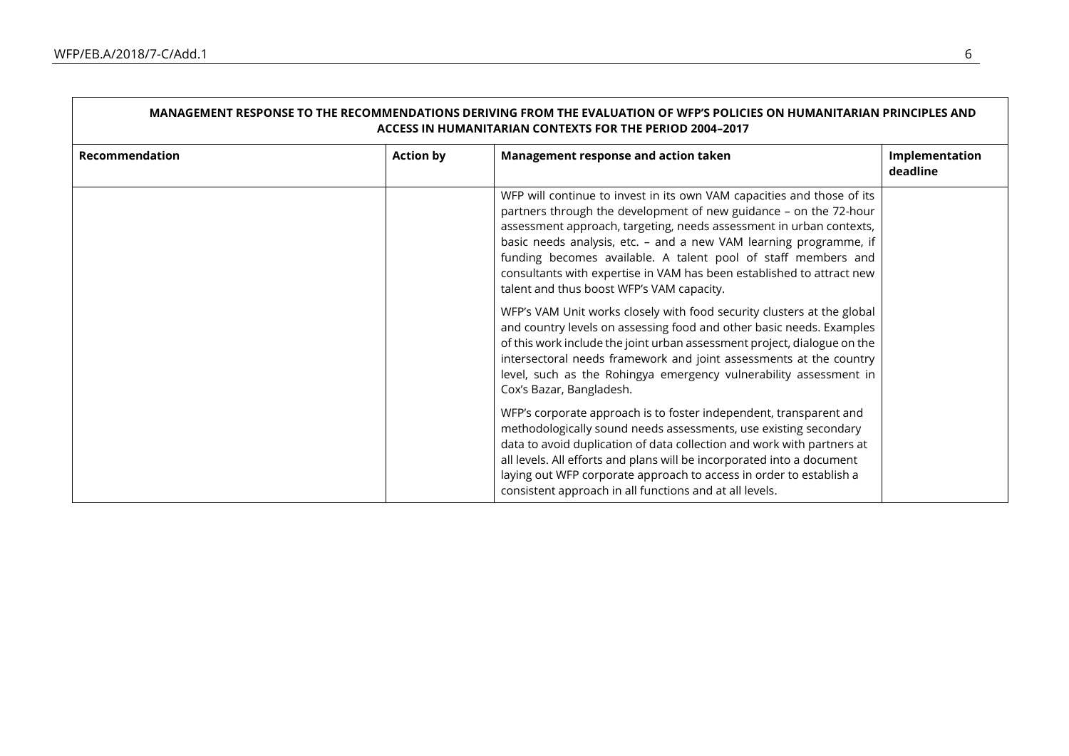| MANAGEMENT RESPONSE TO THE RECOMMENDATIONS DERIVING FROM THE EVALUATION OF WFP'S POLICIES ON HUMANITARIAN PRINCIPLES AND ACCESS IN HUMANITARIAN CONTEXTS FOR THE PERIOD 2004–2017 | | | |
|---|---|---|---|
| **Recommendation** | **Action by** | **Management response and action taken** | **Implementation deadline** |
| | | WFP will continue to invest in its own VAM capacities and those of its partners through the development of new guidance – on the 72-hour assessment approach, targeting, needs assessment in urban contexts, basic needs analysis, etc. – and a new VAM learning programme, if funding becomes available. A talent pool of staff members and consultants with expertise in VAM has been established to attract new talent and thus boost WFP's VAM capacity.<br><br>WFP's VAM Unit works closely with food security clusters at the global and country levels on assessing food and other basic needs. Examples of this work include the joint urban assessment project, dialogue on the intersectoral needs framework and joint assessments at the country level, such as the Rohingya emergency vulnerability assessment in Cox's Bazar, Bangladesh.<br><br>WFP's corporate approach is to foster independent, transparent and methodologically sound needs assessments, use existing secondary data to avoid duplication of data collection and work with partners at all levels. All efforts and plans will be incorporated into a document laying out WFP corporate approach to access in order to establish a consistent approach in all functions and at all levels. | |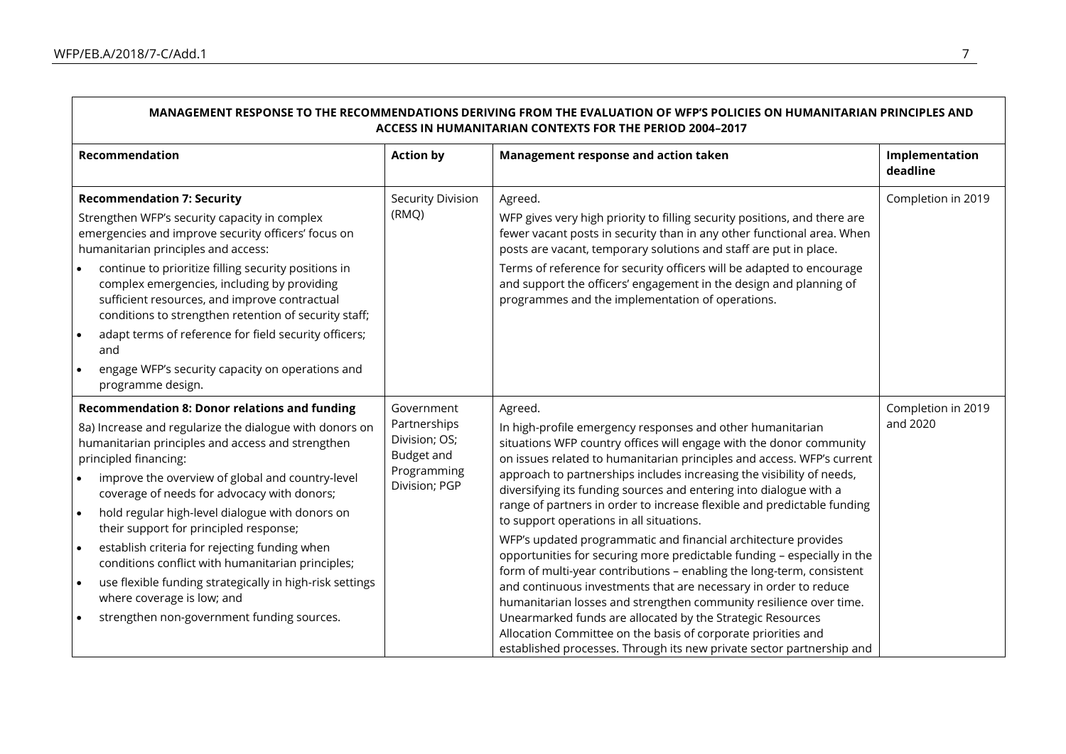| MANAGEMENT RESPONSE TO THE RECOMMENDATIONS DERIVING FROM THE EVALUATION OF WFP'S POLICIES ON HUMANITARIAN PRINCIPLES AND ACCESS IN HUMANITARIAN CONTEXTS FOR THE PERIOD 2004–2017 | | | |
|---|---|---|---|
| **Recommendation** | **Action by** | **Management response and action taken** | **Implementation deadline** |
| **Recommendation 7: Security**<br>Strengthen WFP's security capacity in complex emergencies and improve security officers' focus on humanitarian principles and access:<br>• continue to prioritize filling security positions in complex emergencies, including by providing sufficient resources, and improve contractual conditions to strengthen retention of security staff;<br>• adapt terms of reference for field security officers; and<br>• engage WFP's security capacity on operations and programme design. | Security Division (RMQ) | Agreed.<br>WFP gives very high priority to filling security positions, and there are fewer vacant posts in security than in any other functional area. When posts are vacant, temporary solutions and staff are put in place.<br>Terms of reference for security officers will be adapted to encourage and support the officers' engagement in the design and planning of programmes and the implementation of operations. | Completion in 2019 |
| **Recommendation 8: Donor relations and funding**<br>8a) Increase and regularize the dialogue with donors on humanitarian principles and access and strengthen principled financing:<br>• improve the overview of global and country-level coverage of needs for advocacy with donors;<br>• hold regular high-level dialogue with donors on their support for principled response;<br>• establish criteria for rejecting funding when conditions conflict with humanitarian principles;<br>• use flexible funding strategically in high-risk settings where coverage is low; and<br>• strengthen non-government funding sources. | Government Partnerships Division; OS; Budget and Programming Division; PGP | Agreed.<br>In high-profile emergency responses and other humanitarian situations WFP country offices will engage with the donor community on issues related to humanitarian principles and access. WFP's current approach to partnerships includes increasing the visibility of needs, diversifying its funding sources and entering into dialogue with a range of partners in order to increase flexible and predictable funding to support operations in all situations.<br>WFP's updated programmatic and financial architecture provides opportunities for securing more predictable funding – especially in the form of multi-year contributions – enabling the long-term, consistent and continuous investments that are necessary in order to reduce humanitarian losses and strengthen community resilience over time. Unearmarked funds are allocated by the Strategic Resources Allocation Committee on the basis of corporate priorities and established processes. Through its new private sector partnership and | Completion in 2019 and 2020 |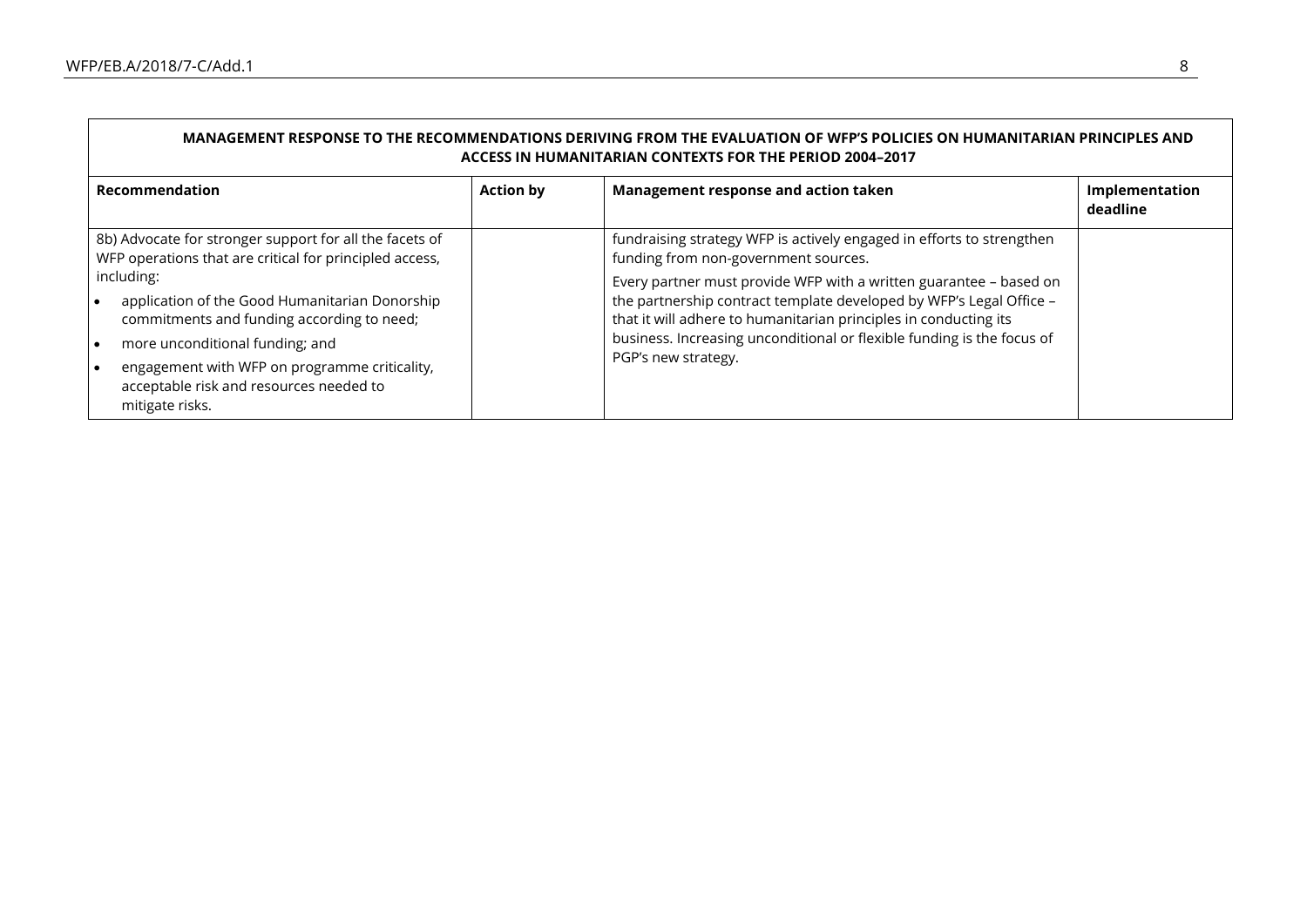| MANAGEMENT RESPONSE TO THE RECOMMENDATIONS DERIVING FROM THE EVALUATION OF WFP'S POLICIES ON HUMANITARIAN PRINCIPLES AND ACCESS IN HUMANITARIAN CONTEXTS FOR THE PERIOD 2004–2017 | | | |
|---|---|---|---|
| **Recommendation** | **Action by** | **Management response and action taken** | **Implementation deadline** |
| 8b) Advocate for stronger support for all the facets of WFP operations that are critical for principled access, including:<br>• application of the Good Humanitarian Donorship commitments and funding according to need;<br>• more unconditional funding; and<br>• engagement with WFP on programme criticality, acceptable risk and resources needed to mitigate risks. | | fundraising strategy WFP is actively engaged in efforts to strengthen funding from non-government sources.<br>Every partner must provide WFP with a written guarantee – based on the partnership contract template developed by WFP's Legal Office – that it will adhere to humanitarian principles in conducting its business. Increasing unconditional or flexible funding is the focus of PGP's new strategy. | |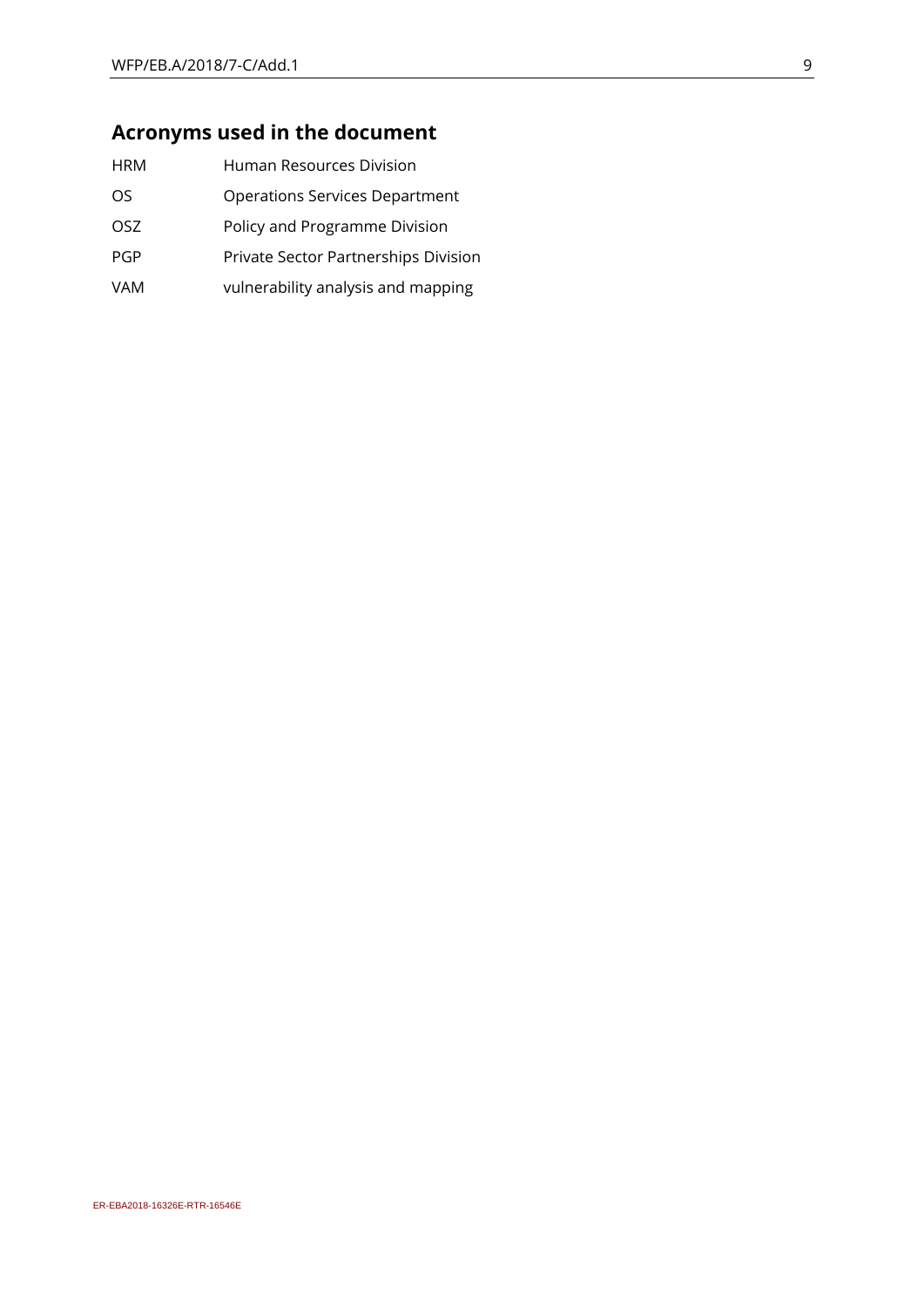## Acronyms used in the document

| | |
|---|---|
| HRM | Human Resources Division |
| OS | Operations Services Department |
| OSZ | Policy and Programme Division |
| PGP | Private Sector Partnerships Division |
| VAM | vulnerability analysis and mapping |

ER-EBA2018-16326E-RTR-16546E